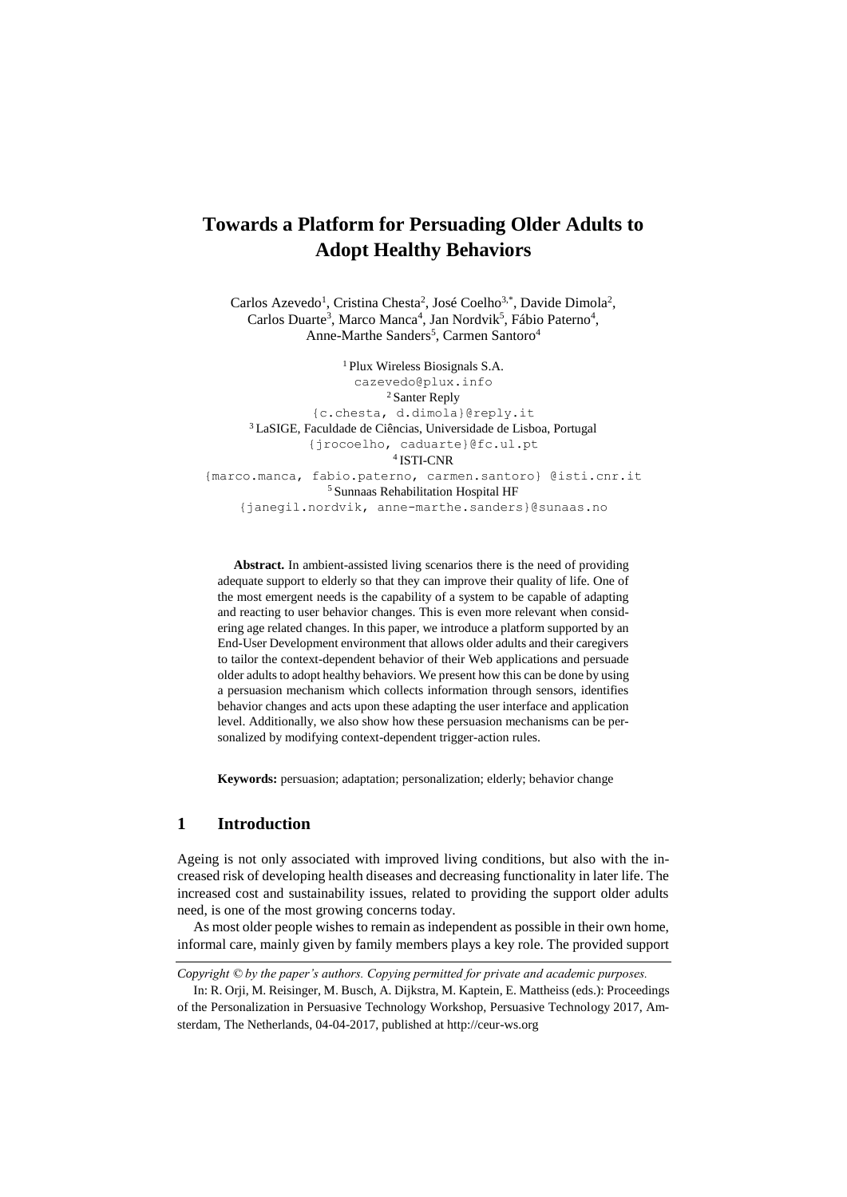# Towards a Platform for Persuading Older Adults to Adopt Healthy Behaviors

Carlos Azevedo[1], Cristina Chesta[2], José Coelho[3,*], Davide Dimola[2], Carlos Duarte[3], Marco Manca[4], Jan Nordvik[5], Fábio Paterno[4], Anne-Marthe Sanders[5], Carmen Santoro[4]

[1] Plux Wireless Biosignals S.A.
cazevedo@plux.info
[2] Santer Reply
{c.chesta, d.dimola}@reply.it
[3] LaSIGE, Faculdade de Ciências, Universidade de Lisboa, Portugal
{jrocoelho, caduarte}@fc.ul.pt
[4] ISTI-CNR
{marco.manca, fabio.paterno, carmen.santoro} @isti.cnr.it
[5] Sunnaas Rehabilitation Hospital HF
{janegil.nordvik, anne-marthe.sanders}@sunaas.no

**Abstract.** In ambient-assisted living scenarios there is the need of providing adequate support to elderly so that they can improve their quality of life. One of the most emergent needs is the capability of a system to be capable of adapting and reacting to user behavior changes. This is even more relevant when considering age related changes. In this paper, we introduce a platform supported by an End-User Development environment that allows older adults and their caregivers to tailor the context-dependent behavior of their Web applications and persuade older adults to adopt healthy behaviors. We present how this can be done by using a persuasion mechanism which collects information through sensors, identifies behavior changes and acts upon these adapting the user interface and application level. Additionally, we also show how these persuasion mechanisms can be personalized by modifying context-dependent trigger-action rules.

**Keywords:** persuasion; adaptation; personalization; elderly; behavior change

## 1 Introduction

Ageing is not only associated with improved living conditions, but also with the increased risk of developing health diseases and decreasing functionality in later life. The increased cost and sustainability issues, related to providing the support older adults need, is one of the most growing concerns today.

As most older people wishes to remain as independent as possible in their own home, informal care, mainly given by family members plays a key role. The provided support

*Copyright © by the paper's authors. Copying permitted for private and academic purposes.*

In: R. Orji, M. Reisinger, M. Busch, A. Dijkstra, M. Kaptein, E. Mattheiss (eds.): Proceedings of the Personalization in Persuasive Technology Workshop, Persuasive Technology 2017, Amsterdam, The Netherlands, 04-04-2017, published at http://ceur-ws.org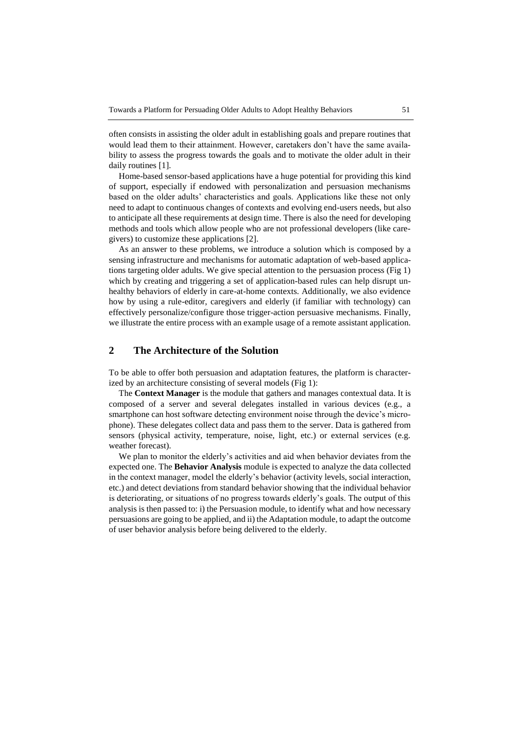often consists in assisting the older adult in establishing goals and prepare routines that would lead them to their attainment. However, caretakers don't have the same availability to assess the progress towards the goals and to motivate the older adult in their daily routines [1].

Home-based sensor-based applications have a huge potential for providing this kind of support, especially if endowed with personalization and persuasion mechanisms based on the older adults' characteristics and goals. Applications like these not only need to adapt to continuous changes of contexts and evolving end-users needs, but also to anticipate all these requirements at design time. There is also the need for developing methods and tools which allow people who are not professional developers (like caregivers) to customize these applications [2].

As an answer to these problems, we introduce a solution which is composed by a sensing infrastructure and mechanisms for automatic adaptation of web-based applications targeting older adults. We give special attention to the persuasion process (Fig 1) which by creating and triggering a set of application-based rules can help disrupt unhealthy behaviors of elderly in care-at-home contexts. Additionally, we also evidence how by using a rule-editor, caregivers and elderly (if familiar with technology) can effectively personalize/configure those trigger-action persuasive mechanisms. Finally, we illustrate the entire process with an example usage of a remote assistant application.

## 2 The Architecture of the Solution

To be able to offer both persuasion and adaptation features, the platform is characterized by an architecture consisting of several models (Fig 1):

The **Context Manager** is the module that gathers and manages contextual data. It is composed of a server and several delegates installed in various devices (e.g., a smartphone can host software detecting environment noise through the device's microphone). These delegates collect data and pass them to the server. Data is gathered from sensors (physical activity, temperature, noise, light, etc.) or external services (e.g. weather forecast).

We plan to monitor the elderly's activities and aid when behavior deviates from the expected one. The **Behavior Analysis** module is expected to analyze the data collected in the context manager, model the elderly's behavior (activity levels, social interaction, etc.) and detect deviations from standard behavior showing that the individual behavior is deteriorating, or situations of no progress towards elderly's goals. The output of this analysis is then passed to: i) the Persuasion module, to identify what and how necessary persuasions are going to be applied, and ii) the Adaptation module, to adapt the outcome of user behavior analysis before being delivered to the elderly.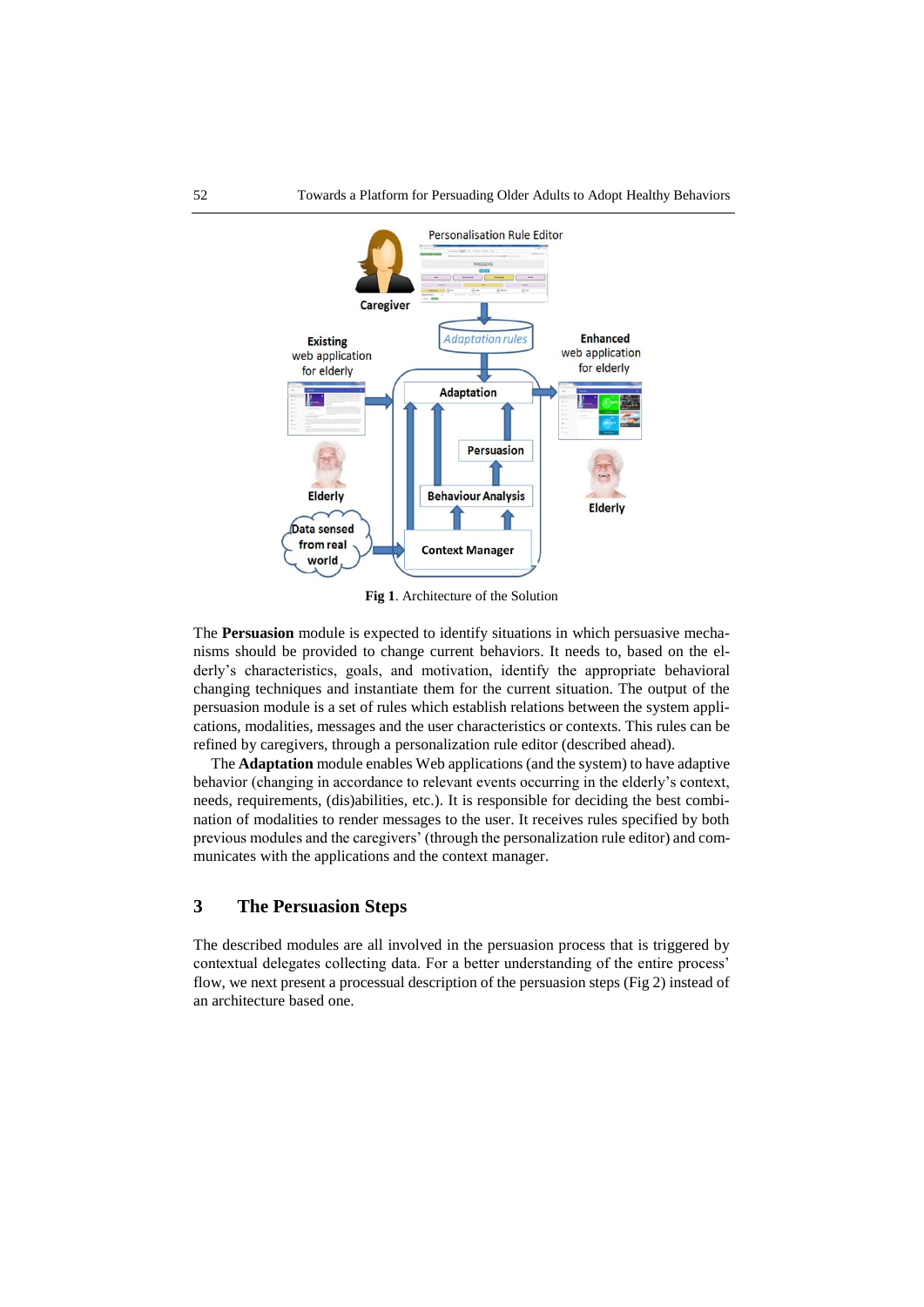**Fig 1**. Architecture of the Solution

The **Persuasion** module is expected to identify situations in which persuasive mechanisms should be provided to change current behaviors. It needs to, based on the elderly's characteristics, goals, and motivation, identify the appropriate behavioral changing techniques and instantiate them for the current situation. The output of the persuasion module is a set of rules which establish relations between the system applications, modalities, messages and the user characteristics or contexts. This rules can be refined by caregivers, through a personalization rule editor (described ahead).

The **Adaptation** module enables Web applications (and the system) to have adaptive behavior (changing in accordance to relevant events occurring in the elderly's context, needs, requirements, (dis)abilities, etc.). It is responsible for deciding the best combination of modalities to render messages to the user. It receives rules specified by both previous modules and the caregivers' (through the personalization rule editor) and communicates with the applications and the context manager.

## 3 The Persuasion Steps

The described modules are all involved in the persuasion process that is triggered by contextual delegates collecting data. For a better understanding of the entire process' flow, we next present a processual description of the persuasion steps (Fig 2) instead of an architecture based one.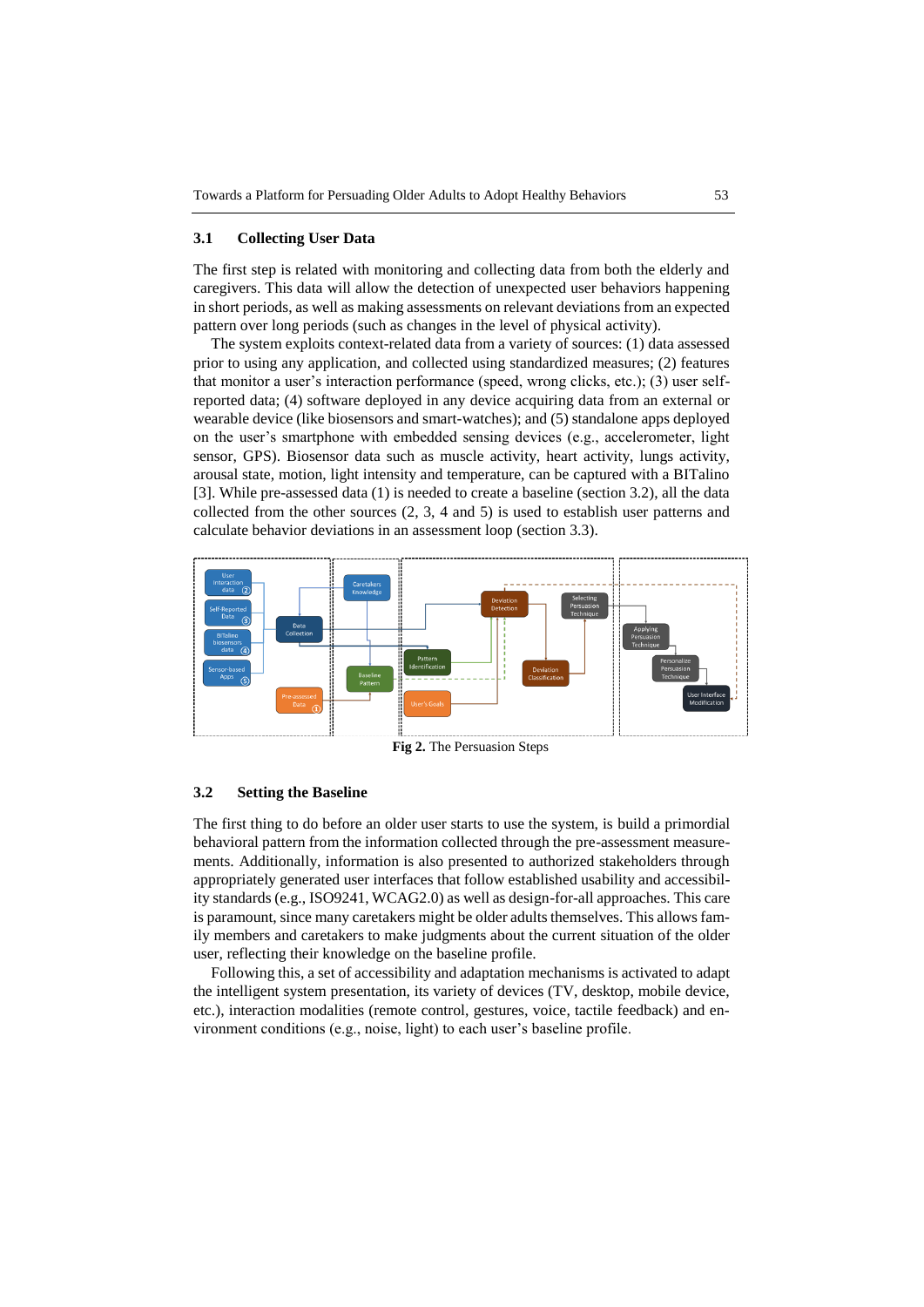### 3.1 Collecting User Data

The first step is related with monitoring and collecting data from both the elderly and caregivers. This data will allow the detection of unexpected user behaviors happening in short periods, as well as making assessments on relevant deviations from an expected pattern over long periods (such as changes in the level of physical activity).

The system exploits context-related data from a variety of sources: (1) data assessed prior to using any application, and collected using standardized measures; (2) features that monitor a user's interaction performance (speed, wrong clicks, etc.); (3) user self-reported data; (4) software deployed in any device acquiring data from an external or wearable device (like biosensors and smart-watches); and (5) standalone apps deployed on the user's smartphone with embedded sensing devices (e.g., accelerometer, light sensor, GPS). Biosensor data such as muscle activity, heart activity, lungs activity, arousal state, motion, light intensity and temperature, can be captured with a BITalino [3]. While pre-assessed data (1) is needed to create a baseline (section 3.2), all the data collected from the other sources (2, 3, 4 and 5) is used to establish user patterns and calculate behavior deviations in an assessment loop (section 3.3).

**Fig 2.** The Persuasion Steps

### 3.2 Setting the Baseline

The first thing to do before an older user starts to use the system, is build a primordial behavioral pattern from the information collected through the pre-assessment measurements. Additionally, information is also presented to authorized stakeholders through appropriately generated user interfaces that follow established usability and accessibility standards (e.g., ISO9241, WCAG2.0) as well as design-for-all approaches. This care is paramount, since many caretakers might be older adults themselves. This allows family members and caretakers to make judgments about the current situation of the older user, reflecting their knowledge on the baseline profile.

Following this, a set of accessibility and adaptation mechanisms is activated to adapt the intelligent system presentation, its variety of devices (TV, desktop, mobile device, etc.), interaction modalities (remote control, gestures, voice, tactile feedback) and environment conditions (e.g., noise, light) to each user's baseline profile.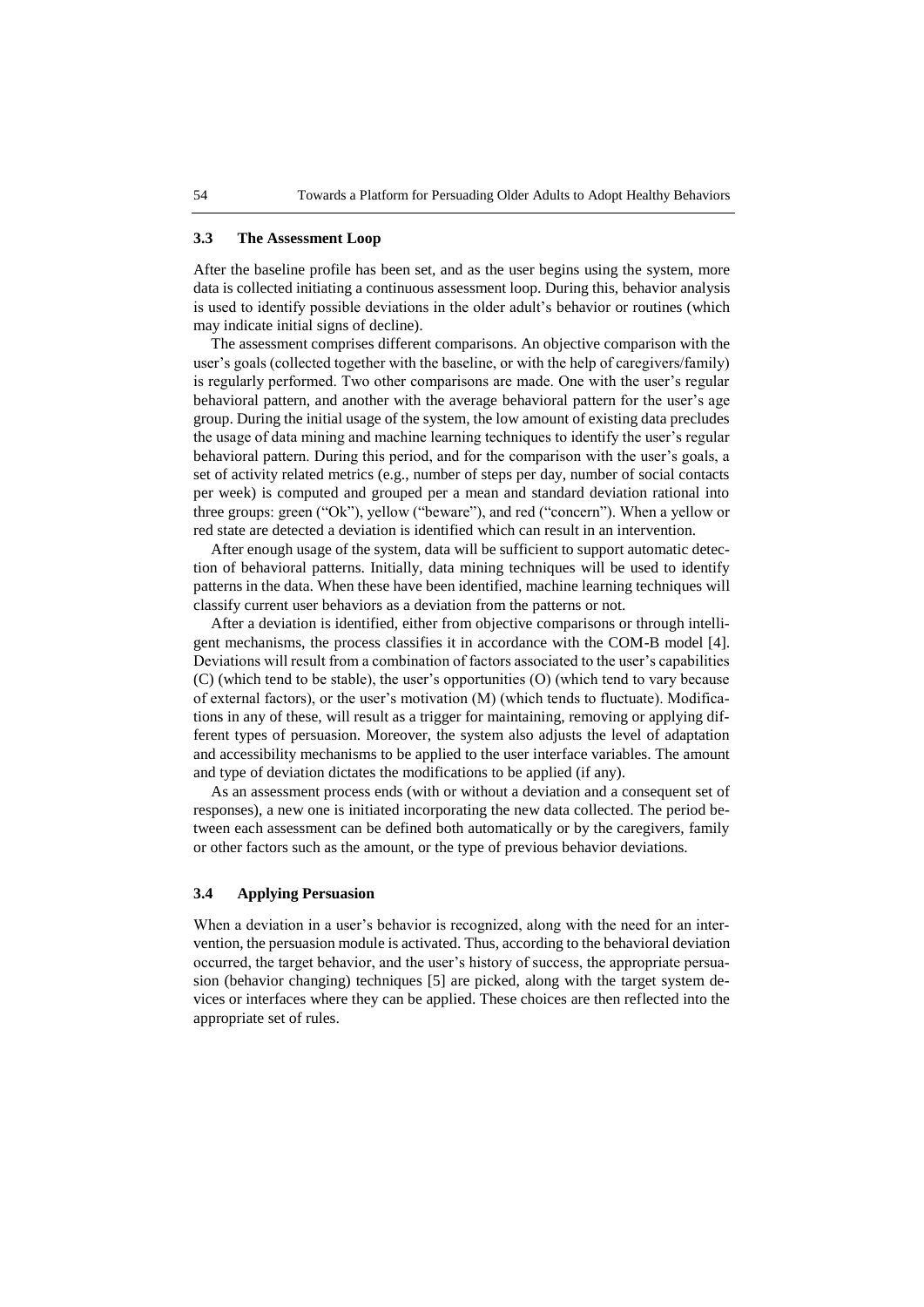### 3.3 The Assessment Loop

After the baseline profile has been set, and as the user begins using the system, more data is collected initiating a continuous assessment loop. During this, behavior analysis is used to identify possible deviations in the older adult's behavior or routines (which may indicate initial signs of decline).

The assessment comprises different comparisons. An objective comparison with the user's goals (collected together with the baseline, or with the help of caregivers/family) is regularly performed. Two other comparisons are made. One with the user's regular behavioral pattern, and another with the average behavioral pattern for the user's age group. During the initial usage of the system, the low amount of existing data precludes the usage of data mining and machine learning techniques to identify the user's regular behavioral pattern. During this period, and for the comparison with the user's goals, a set of activity related metrics (e.g., number of steps per day, number of social contacts per week) is computed and grouped per a mean and standard deviation rational into three groups: green ("Ok"), yellow ("beware"), and red ("concern"). When a yellow or red state are detected a deviation is identified which can result in an intervention.

After enough usage of the system, data will be sufficient to support automatic detection of behavioral patterns. Initially, data mining techniques will be used to identify patterns in the data. When these have been identified, machine learning techniques will classify current user behaviors as a deviation from the patterns or not.

After a deviation is identified, either from objective comparisons or through intelligent mechanisms, the process classifies it in accordance with the COM-B model [4]. Deviations will result from a combination of factors associated to the user's capabilities (C) (which tend to be stable), the user's opportunities (O) (which tend to vary because of external factors), or the user's motivation (M) (which tends to fluctuate). Modifications in any of these, will result as a trigger for maintaining, removing or applying different types of persuasion. Moreover, the system also adjusts the level of adaptation and accessibility mechanisms to be applied to the user interface variables. The amount and type of deviation dictates the modifications to be applied (if any).

As an assessment process ends (with or without a deviation and a consequent set of responses), a new one is initiated incorporating the new data collected. The period between each assessment can be defined both automatically or by the caregivers, family or other factors such as the amount, or the type of previous behavior deviations.

### 3.4 Applying Persuasion

When a deviation in a user's behavior is recognized, along with the need for an intervention, the persuasion module is activated. Thus, according to the behavioral deviation occurred, the target behavior, and the user's history of success, the appropriate persuasion (behavior changing) techniques [5] are picked, along with the target system devices or interfaces where they can be applied. These choices are then reflected into the appropriate set of rules.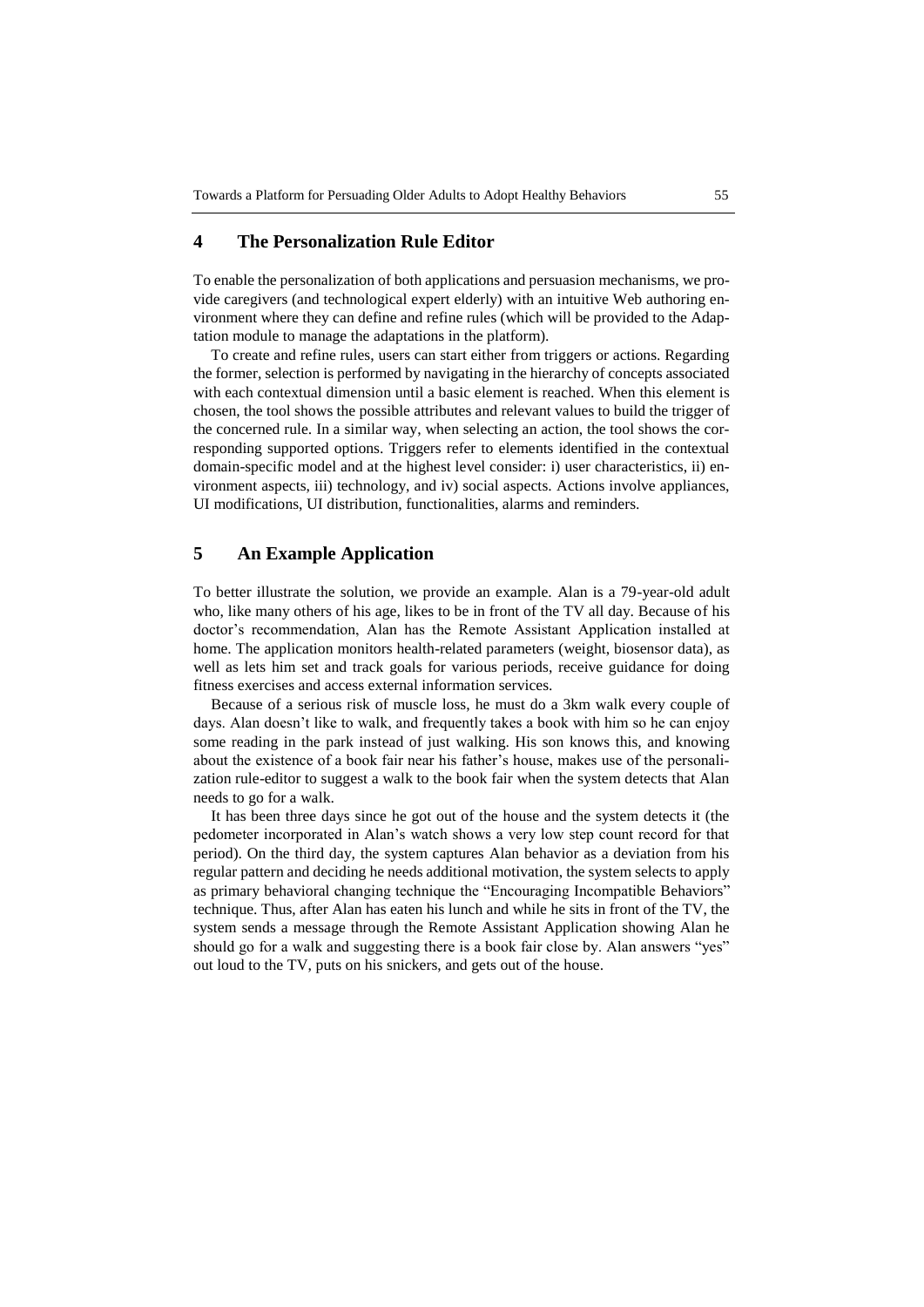## 4 The Personalization Rule Editor

To enable the personalization of both applications and persuasion mechanisms, we provide caregivers (and technological expert elderly) with an intuitive Web authoring environment where they can define and refine rules (which will be provided to the Adaptation module to manage the adaptations in the platform).

To create and refine rules, users can start either from triggers or actions. Regarding the former, selection is performed by navigating in the hierarchy of concepts associated with each contextual dimension until a basic element is reached. When this element is chosen, the tool shows the possible attributes and relevant values to build the trigger of the concerned rule. In a similar way, when selecting an action, the tool shows the corresponding supported options. Triggers refer to elements identified in the contextual domain-specific model and at the highest level consider: i) user characteristics, ii) environment aspects, iii) technology, and iv) social aspects. Actions involve appliances, UI modifications, UI distribution, functionalities, alarms and reminders.

## 5 An Example Application

To better illustrate the solution, we provide an example. Alan is a 79-year-old adult who, like many others of his age, likes to be in front of the TV all day. Because of his doctor's recommendation, Alan has the Remote Assistant Application installed at home. The application monitors health-related parameters (weight, biosensor data), as well as lets him set and track goals for various periods, receive guidance for doing fitness exercises and access external information services.

Because of a serious risk of muscle loss, he must do a 3km walk every couple of days. Alan doesn't like to walk, and frequently takes a book with him so he can enjoy some reading in the park instead of just walking. His son knows this, and knowing about the existence of a book fair near his father's house, makes use of the personalization rule-editor to suggest a walk to the book fair when the system detects that Alan needs to go for a walk.

It has been three days since he got out of the house and the system detects it (the pedometer incorporated in Alan's watch shows a very low step count record for that period). On the third day, the system captures Alan behavior as a deviation from his regular pattern and deciding he needs additional motivation, the system selects to apply as primary behavioral changing technique the "Encouraging Incompatible Behaviors" technique. Thus, after Alan has eaten his lunch and while he sits in front of the TV, the system sends a message through the Remote Assistant Application showing Alan he should go for a walk and suggesting there is a book fair close by. Alan answers "yes" out loud to the TV, puts on his snickers, and gets out of the house.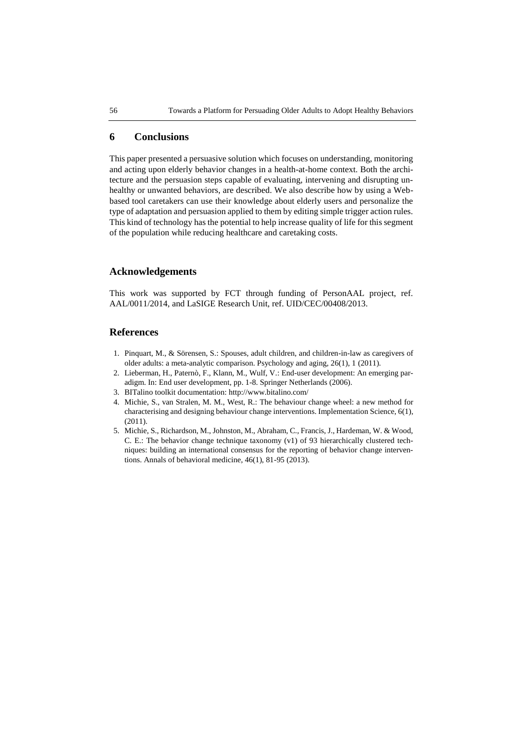## 6 Conclusions

This paper presented a persuasive solution which focuses on understanding, monitoring and acting upon elderly behavior changes in a health-at-home context. Both the architecture and the persuasion steps capable of evaluating, intervening and disrupting unhealthy or unwanted behaviors, are described. We also describe how by using a Web-based tool caretakers can use their knowledge about elderly users and personalize the type of adaptation and persuasion applied to them by editing simple trigger action rules. This kind of technology has the potential to help increase quality of life for this segment of the population while reducing healthcare and caretaking costs.

## Acknowledgements

This work was supported by FCT through funding of PersonAAL project, ref. AAL/0011/2014, and LaSIGE Research Unit, ref. UID/CEC/00408/2013.

## References

1. Pinquart, M., & Sörensen, S.: Spouses, adult children, and children-in-law as caregivers of older adults: a meta-analytic comparison. Psychology and aging, 26(1), 1 (2011).
2. Lieberman, H., Paternò, F., Klann, M., Wulf, V.: End-user development: An emerging paradigm. In: End user development, pp. 1-8. Springer Netherlands (2006).
3. BITalino toolkit documentation: http://www.bitalino.com/
4. Michie, S., van Stralen, M. M., West, R.: The behaviour change wheel: a new method for characterising and designing behaviour change interventions. Implementation Science, 6(1), (2011).
5. Michie, S., Richardson, M., Johnston, M., Abraham, C., Francis, J., Hardeman, W. & Wood, C. E.: The behavior change technique taxonomy (v1) of 93 hierarchically clustered techniques: building an international consensus for the reporting of behavior change interventions. Annals of behavioral medicine, 46(1), 81-95 (2013).